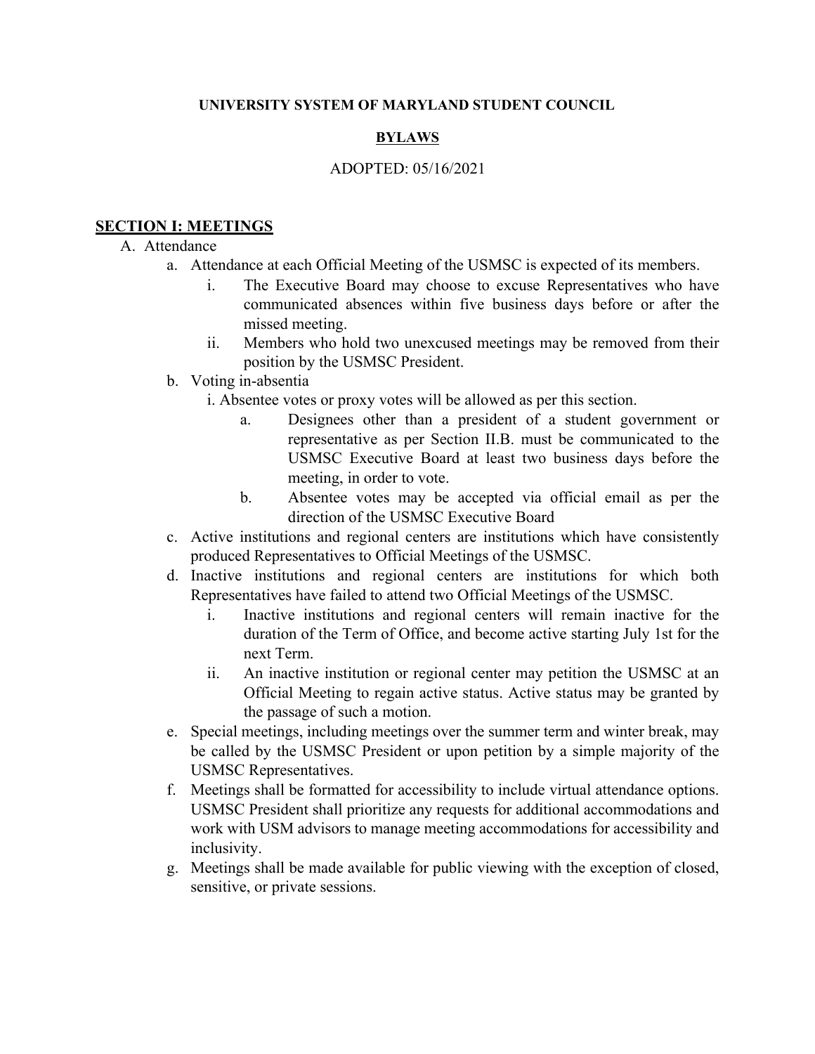**UNIVERSITY SYSTEM OF MARYLAND STUDENT COUNCIL**

**BYLAWS**

ADOPTED: 05/16/2021

## SECTION I: MEETINGS

A. Attendance

   a. Attendance at each Official Meeting of the USMSC is expected of its members.

      i. The Executive Board may choose to excuse Representatives who have communicated absences within five business days before or after the missed meeting.

      ii. Members who hold two unexcused meetings may be removed from their position by the USMSC President.

   b. Voting in-absentia

      i. Absentee votes or proxy votes will be allowed as per this section.

         a. Designees other than a president of a student government or representative as per Section II.B. must be communicated to the USMSC Executive Board at least two business days before the meeting, in order to vote.

         b. Absentee votes may be accepted via official email as per the direction of the USMSC Executive Board

   c. Active institutions and regional centers are institutions which have consistently produced Representatives to Official Meetings of the USMSC.

   d. Inactive institutions and regional centers are institutions for which both Representatives have failed to attend two Official Meetings of the USMSC.

      i. Inactive institutions and regional centers will remain inactive for the duration of the Term of Office, and become active starting July 1st for the next Term.

      ii. An inactive institution or regional center may petition the USMSC at an Official Meeting to regain active status. Active status may be granted by the passage of such a motion.

   e. Special meetings, including meetings over the summer term and winter break, may be called by the USMSC President or upon petition by a simple majority of the USMSC Representatives.

   f. Meetings shall be formatted for accessibility to include virtual attendance options. USMSC President shall prioritize any requests for additional accommodations and work with USM advisors to manage meeting accommodations for accessibility and inclusivity.

   g. Meetings shall be made available for public viewing with the exception of closed, sensitive, or private sessions.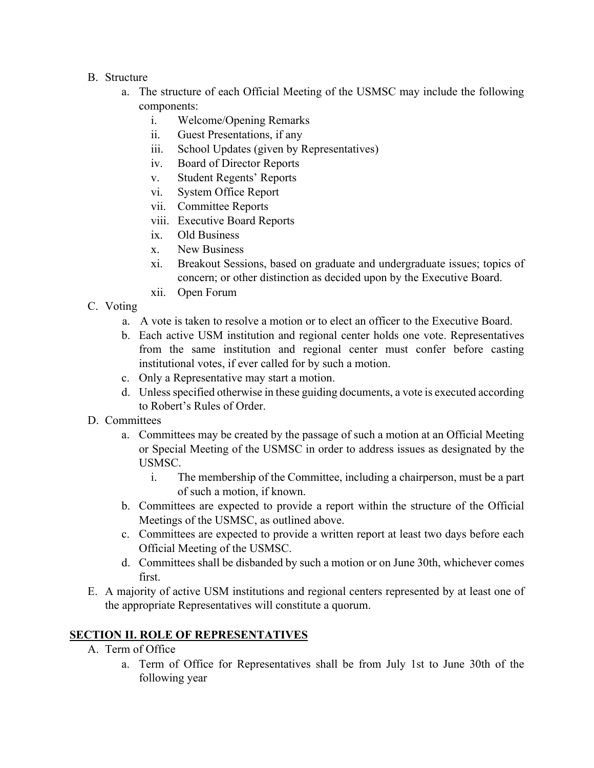B. Structure
   a. The structure of each Official Meeting of the USMSC may include the following components:
      i. Welcome/Opening Remarks
      ii. Guest Presentations, if any
      iii. School Updates (given by Representatives)
      iv. Board of Director Reports
      v. Student Regents' Reports
      vi. System Office Report
      vii. Committee Reports
      viii. Executive Board Reports
      ix. Old Business
      x. New Business
      xi. Breakout Sessions, based on graduate and undergraduate issues; topics of concern; or other distinction as decided upon by the Executive Board.
      xii. Open Forum

C. Voting
   a. A vote is taken to resolve a motion or to elect an officer to the Executive Board.
   b. Each active USM institution and regional center holds one vote. Representatives from the same institution and regional center must confer before casting institutional votes, if ever called for by such a motion.
   c. Only a Representative may start a motion.
   d. Unless specified otherwise in these guiding documents, a vote is executed according to Robert's Rules of Order.

D. Committees
   a. Committees may be created by the passage of such a motion at an Official Meeting or Special Meeting of the USMSC in order to address issues as designated by the USMSC.
      i. The membership of the Committee, including a chairperson, must be a part of such a motion, if known.
   b. Committees are expected to provide a report within the structure of the Official Meetings of the USMSC, as outlined above.
   c. Committees are expected to provide a written report at least two days before each Official Meeting of the USMSC.
   d. Committees shall be disbanded by such a motion or on June 30th, whichever comes first.

E. A majority of active USM institutions and regional centers represented by at least one of the appropriate Representatives will constitute a quorum.

## SECTION II. ROLE OF REPRESENTATIVES

A. Term of Office
   a. Term of Office for Representatives shall be from July 1st to June 30th of the following year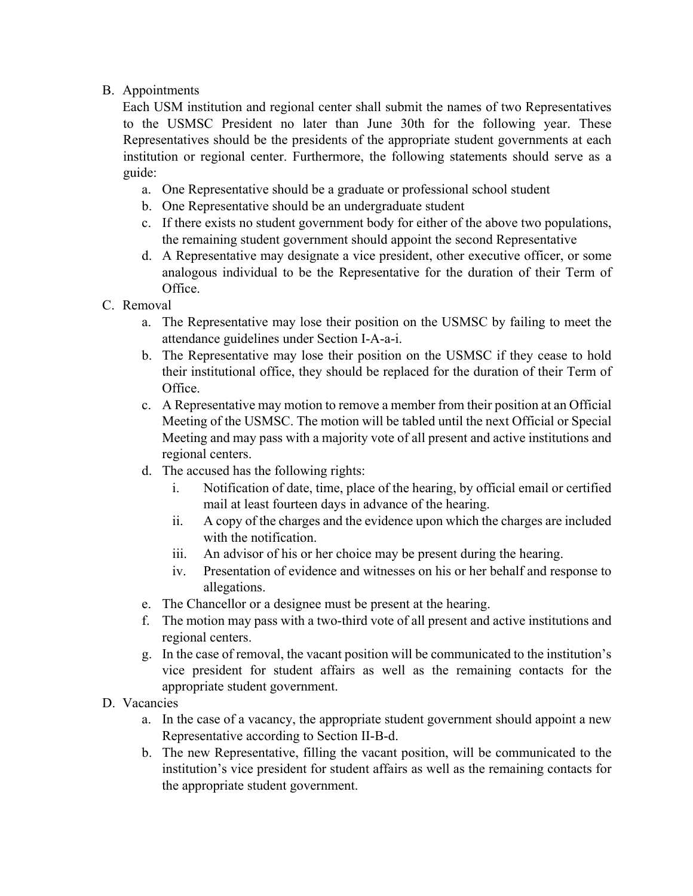B. Appointments

Each USM institution and regional center shall submit the names of two Representatives to the USMSC President no later than June 30th for the following year. These Representatives should be the presidents of the appropriate student governments at each institution or regional center. Furthermore, the following statements should serve as a guide:

   a. One Representative should be a graduate or professional school student
   b. One Representative should be an undergraduate student
   c. If there exists no student government body for either of the above two populations, the remaining student government should appoint the second Representative
   d. A Representative may designate a vice president, other executive officer, or some analogous individual to be the Representative for the duration of their Term of Office.

C. Removal

   a. The Representative may lose their position on the USMSC by failing to meet the attendance guidelines under Section I-A-a-i.
   b. The Representative may lose their position on the USMSC if they cease to hold their institutional office, they should be replaced for the duration of their Term of Office.
   c. A Representative may motion to remove a member from their position at an Official Meeting of the USMSC. The motion will be tabled until the next Official or Special Meeting and may pass with a majority vote of all present and active institutions and regional centers.
   d. The accused has the following rights:
      i. Notification of date, time, place of the hearing, by official email or certified mail at least fourteen days in advance of the hearing.
      ii. A copy of the charges and the evidence upon which the charges are included with the notification.
      iii. An advisor of his or her choice may be present during the hearing.
      iv. Presentation of evidence and witnesses on his or her behalf and response to allegations.
   e. The Chancellor or a designee must be present at the hearing.
   f. The motion may pass with a two-third vote of all present and active institutions and regional centers.
   g. In the case of removal, the vacant position will be communicated to the institution's vice president for student affairs as well as the remaining contacts for the appropriate student government.

D. Vacancies

   a. In the case of a vacancy, the appropriate student government should appoint a new Representative according to Section II-B-d.
   b. The new Representative, filling the vacant position, will be communicated to the institution's vice president for student affairs as well as the remaining contacts for the appropriate student government.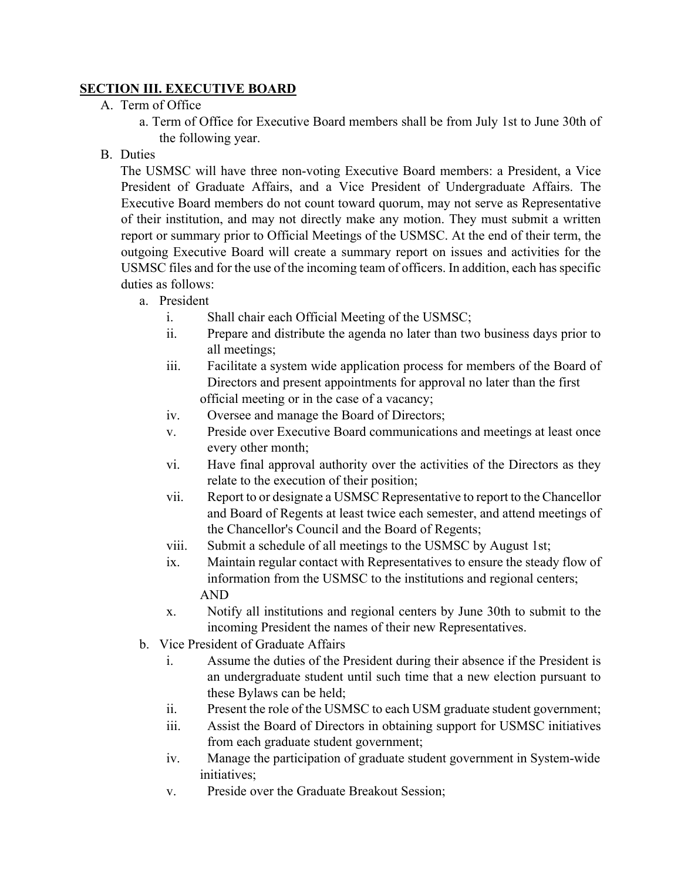## SECTION III. EXECUTIVE BOARD

A. Term of Office

   a. Term of Office for Executive Board members shall be from July 1st to June 30th of the following year.

B. Duties

The USMSC will have three non-voting Executive Board members: a President, a Vice President of Graduate Affairs, and a Vice President of Undergraduate Affairs. The Executive Board members do not count toward quorum, may not serve as Representative of their institution, and may not directly make any motion. They must submit a written report or summary prior to Official Meetings of the USMSC. At the end of their term, the outgoing Executive Board will create a summary report on issues and activities for the USMSC files and for the use of the incoming team of officers. In addition, each has specific duties as follows:

   a. President
      i. Shall chair each Official Meeting of the USMSC;
      ii. Prepare and distribute the agenda no later than two business days prior to all meetings;
      iii. Facilitate a system wide application process for members of the Board of Directors and present appointments for approval no later than the first official meeting or in the case of a vacancy;
      iv. Oversee and manage the Board of Directors;
      v. Preside over Executive Board communications and meetings at least once every other month;
      vi. Have final approval authority over the activities of the Directors as they relate to the execution of their position;
      vii. Report to or designate a USMSC Representative to report to the Chancellor and Board of Regents at least twice each semester, and attend meetings of the Chancellor's Council and the Board of Regents;
      viii. Submit a schedule of all meetings to the USMSC by August 1st;
      ix. Maintain regular contact with Representatives to ensure the steady flow of information from the USMSC to the institutions and regional centers; AND
      x. Notify all institutions and regional centers by June 30th to submit to the incoming President the names of their new Representatives.

   b. Vice President of Graduate Affairs
      i. Assume the duties of the President during their absence if the President is an undergraduate student until such time that a new election pursuant to these Bylaws can be held;
      ii. Present the role of the USMSC to each USM graduate student government;
      iii. Assist the Board of Directors in obtaining support for USMSC initiatives from each graduate student government;
      iv. Manage the participation of graduate student government in System-wide initiatives;
      v. Preside over the Graduate Breakout Session;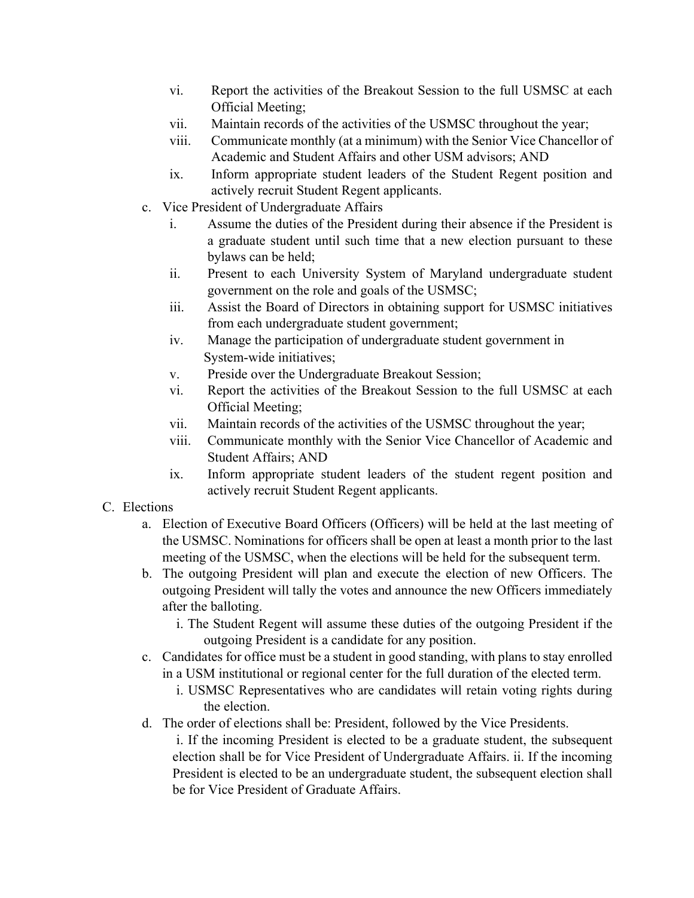vi. Report the activities of the Breakout Session to the full USMSC at each Official Meeting;

vii. Maintain records of the activities of the USMSC throughout the year;

viii. Communicate monthly (at a minimum) with the Senior Vice Chancellor of Academic and Student Affairs and other USM advisors; AND

ix. Inform appropriate student leaders of the Student Regent position and actively recruit Student Regent applicants.

c. Vice President of Undergraduate Affairs

i. Assume the duties of the President during their absence if the President is a graduate student until such time that a new election pursuant to these bylaws can be held;

ii. Present to each University System of Maryland undergraduate student government on the role and goals of the USMSC;

iii. Assist the Board of Directors in obtaining support for USMSC initiatives from each undergraduate student government;

iv. Manage the participation of undergraduate student government in System-wide initiatives;

v. Preside over the Undergraduate Breakout Session;

vi. Report the activities of the Breakout Session to the full USMSC at each Official Meeting;

vii. Maintain records of the activities of the USMSC throughout the year;

viii. Communicate monthly with the Senior Vice Chancellor of Academic and Student Affairs; AND

ix. Inform appropriate student leaders of the student regent position and actively recruit Student Regent applicants.

C. Elections

a. Election of Executive Board Officers (Officers) will be held at the last meeting of the USMSC. Nominations for officers shall be open at least a month prior to the last meeting of the USMSC, when the elections will be held for the subsequent term.

b. The outgoing President will plan and execute the election of new Officers. The outgoing President will tally the votes and announce the new Officers immediately after the balloting.

i. The Student Regent will assume these duties of the outgoing President if the outgoing President is a candidate for any position.

c. Candidates for office must be a student in good standing, with plans to stay enrolled in a USM institutional or regional center for the full duration of the elected term.

i. USMSC Representatives who are candidates will retain voting rights during the election.

d. The order of elections shall be: President, followed by the Vice Presidents.

i. If the incoming President is elected to be a graduate student, the subsequent election shall be for Vice President of Undergraduate Affairs. ii. If the incoming President is elected to be an undergraduate student, the subsequent election shall be for Vice President of Graduate Affairs.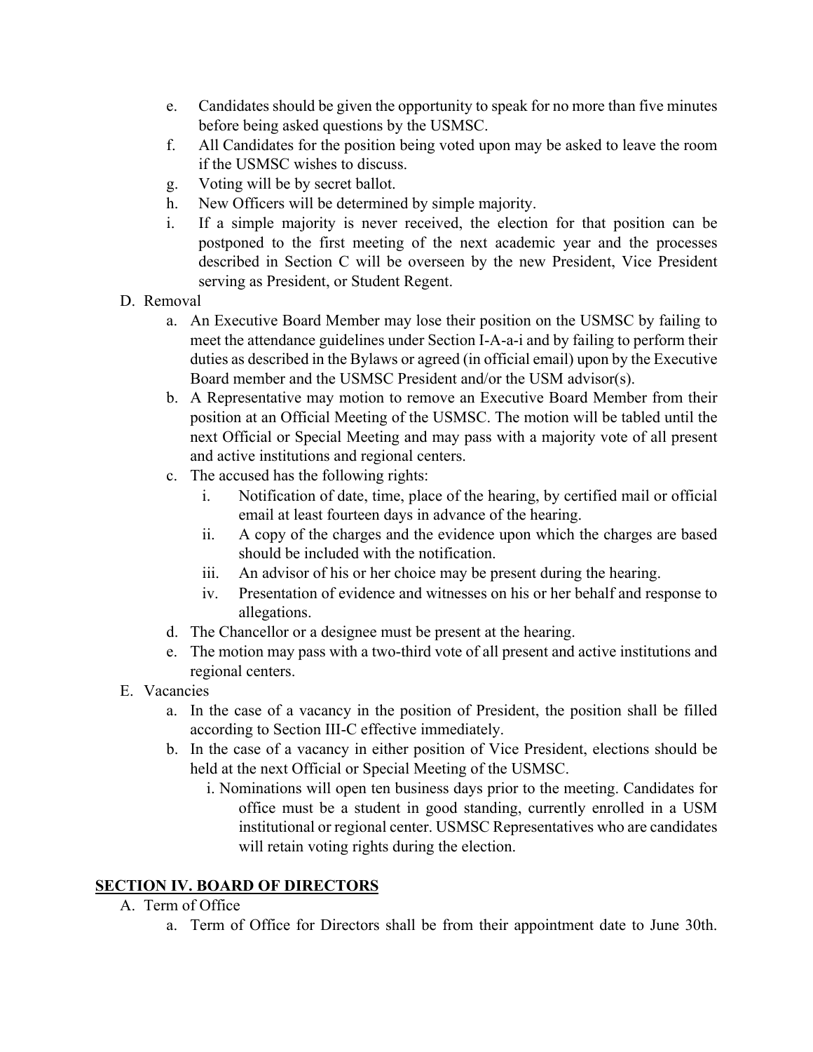e. Candidates should be given the opportunity to speak for no more than five minutes before being asked questions by the USMSC.
f. All Candidates for the position being voted upon may be asked to leave the room if the USMSC wishes to discuss.
g. Voting will be by secret ballot.
h. New Officers will be determined by simple majority.
i. If a simple majority is never received, the election for that position can be postponed to the first meeting of the next academic year and the processes described in Section C will be overseen by the new President, Vice President serving as President, or Student Regent.

D. Removal

a. An Executive Board Member may lose their position on the USMSC by failing to meet the attendance guidelines under Section I-A-a-i and by failing to perform their duties as described in the Bylaws or agreed (in official email) upon by the Executive Board member and the USMSC President and/or the USM advisor(s).
b. A Representative may motion to remove an Executive Board Member from their position at an Official Meeting of the USMSC. The motion will be tabled until the next Official or Special Meeting and may pass with a majority vote of all present and active institutions and regional centers.
c. The accused has the following rights:
    i. Notification of date, time, place of the hearing, by certified mail or official email at least fourteen days in advance of the hearing.
    ii. A copy of the charges and the evidence upon which the charges are based should be included with the notification.
    iii. An advisor of his or her choice may be present during the hearing.
    iv. Presentation of evidence and witnesses on his or her behalf and response to allegations.
d. The Chancellor or a designee must be present at the hearing.
e. The motion may pass with a two-third vote of all present and active institutions and regional centers.

E. Vacancies

a. In the case of a vacancy in the position of President, the position shall be filled according to Section III-C effective immediately.
b. In the case of a vacancy in either position of Vice President, elections should be held at the next Official or Special Meeting of the USMSC.
    i. Nominations will open ten business days prior to the meeting. Candidates for office must be a student in good standing, currently enrolled in a USM institutional or regional center. USMSC Representatives who are candidates will retain voting rights during the election.

## SECTION IV. BOARD OF DIRECTORS

A. Term of Office

a. Term of Office for Directors shall be from their appointment date to June 30th.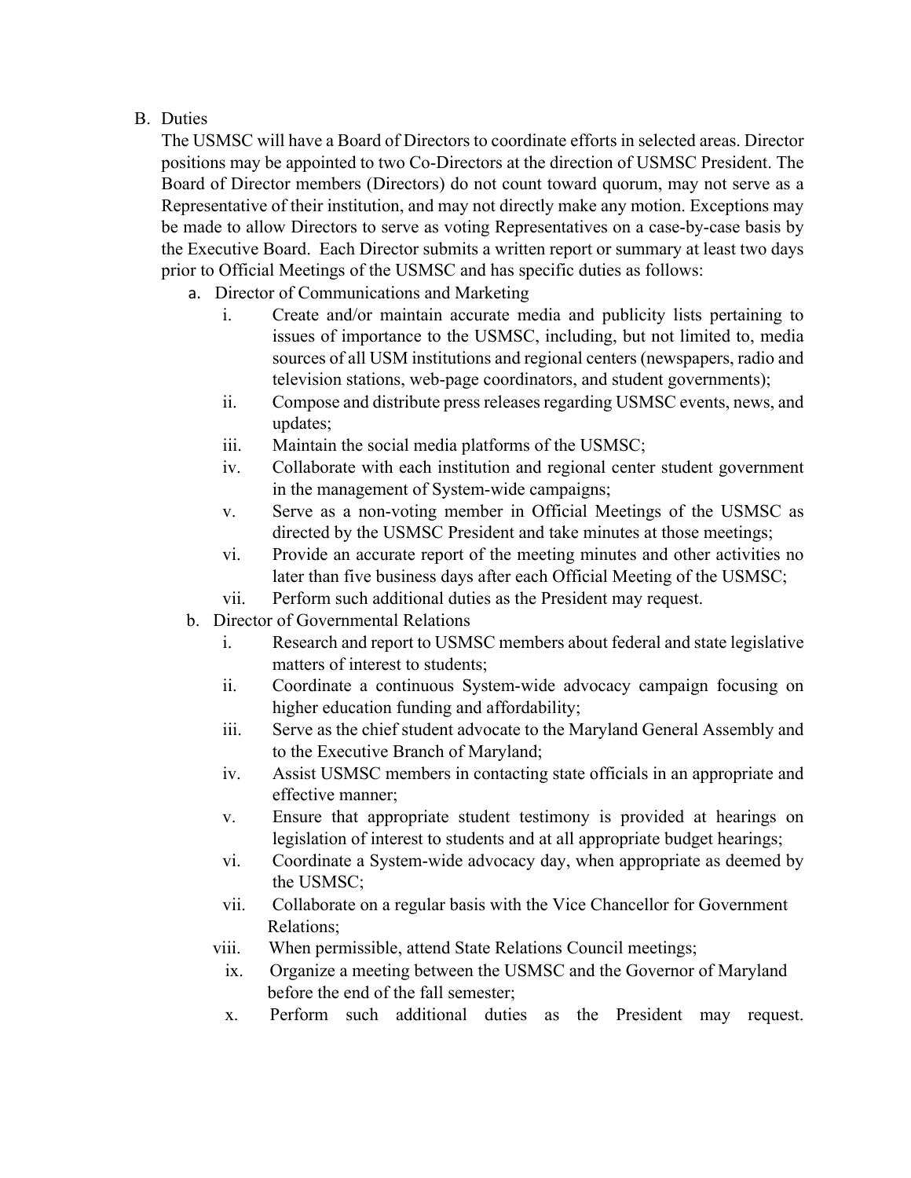B. Duties

The USMSC will have a Board of Directors to coordinate efforts in selected areas. Director positions may be appointed to two Co-Directors at the direction of USMSC President. The Board of Director members (Directors) do not count toward quorum, may not serve as a Representative of their institution, and may not directly make any motion. Exceptions may be made to allow Directors to serve as voting Representatives on a case-by-case basis by the Executive Board. Each Director submits a written report or summary at least two days prior to Official Meetings of the USMSC and has specific duties as follows:

a. Director of Communications and Marketing
   i. Create and/or maintain accurate media and publicity lists pertaining to issues of importance to the USMSC, including, but not limited to, media sources of all USM institutions and regional centers (newspapers, radio and television stations, web-page coordinators, and student governments);
   ii. Compose and distribute press releases regarding USMSC events, news, and updates;
   iii. Maintain the social media platforms of the USMSC;
   iv. Collaborate with each institution and regional center student government in the management of System-wide campaigns;
   v. Serve as a non-voting member in Official Meetings of the USMSC as directed by the USMSC President and take minutes at those meetings;
   vi. Provide an accurate report of the meeting minutes and other activities no later than five business days after each Official Meeting of the USMSC;
   vii. Perform such additional duties as the President may request.

b. Director of Governmental Relations
   i. Research and report to USMSC members about federal and state legislative matters of interest to students;
   ii. Coordinate a continuous System-wide advocacy campaign focusing on higher education funding and affordability;
   iii. Serve as the chief student advocate to the Maryland General Assembly and to the Executive Branch of Maryland;
   iv. Assist USMSC members in contacting state officials in an appropriate and effective manner;
   v. Ensure that appropriate student testimony is provided at hearings on legislation of interest to students and at all appropriate budget hearings;
   vi. Coordinate a System-wide advocacy day, when appropriate as deemed by the USMSC;
   vii. Collaborate on a regular basis with the Vice Chancellor for Government Relations;
   viii. When permissible, attend State Relations Council meetings;
   ix. Organize a meeting between the USMSC and the Governor of Maryland before the end of the fall semester;
   x. Perform such additional duties as the President may request.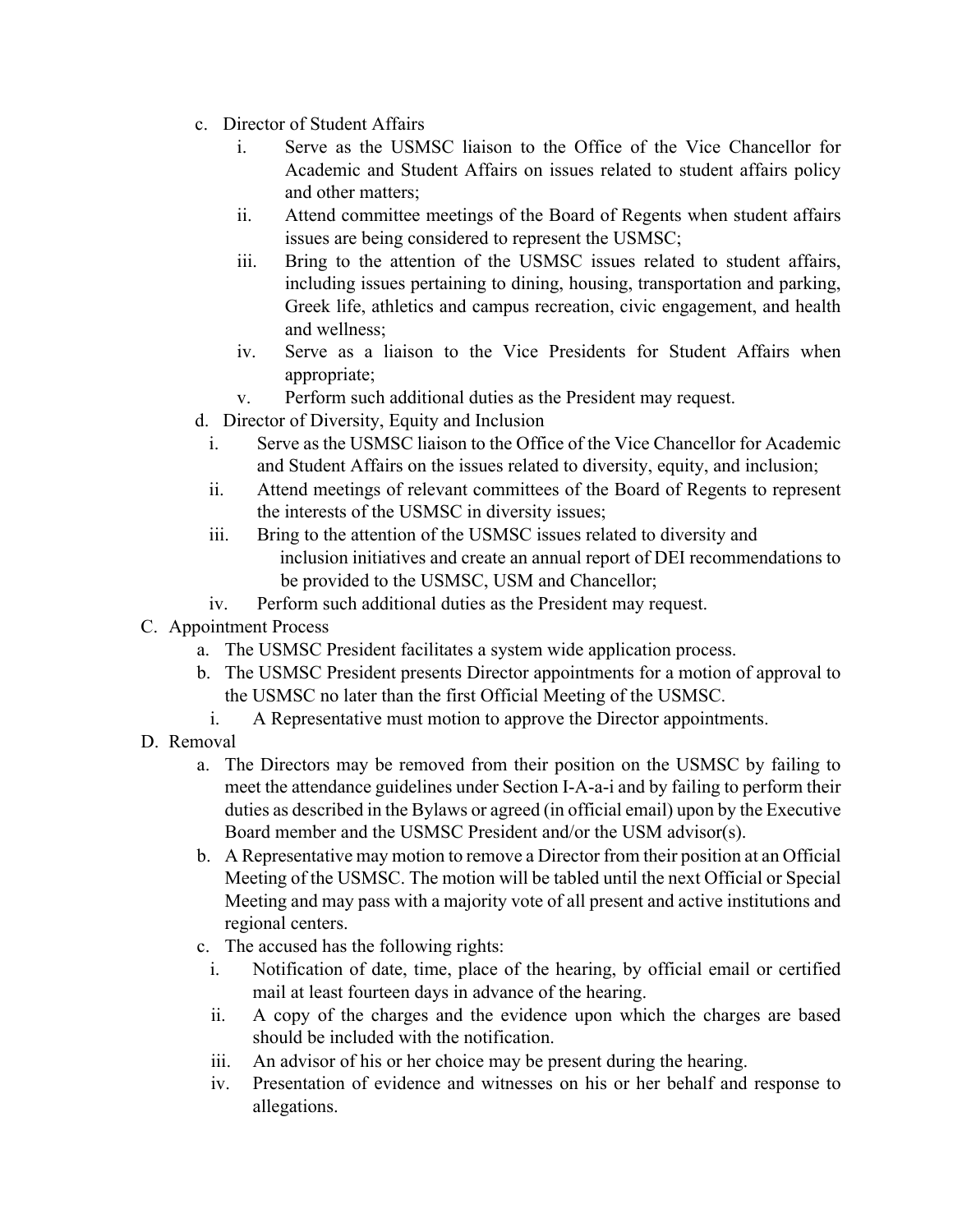c. Director of Student Affairs
    i. Serve as the USMSC liaison to the Office of the Vice Chancellor for Academic and Student Affairs on issues related to student affairs policy and other matters;
    ii. Attend committee meetings of the Board of Regents when student affairs issues are being considered to represent the USMSC;
    iii. Bring to the attention of the USMSC issues related to student affairs, including issues pertaining to dining, housing, transportation and parking, Greek life, athletics and campus recreation, civic engagement, and health and wellness;
    iv. Serve as a liaison to the Vice Presidents for Student Affairs when appropriate;
    v. Perform such additional duties as the President may request.

d. Director of Diversity, Equity and Inclusion
    i. Serve as the USMSC liaison to the Office of the Vice Chancellor for Academic and Student Affairs on the issues related to diversity, equity, and inclusion;
    ii. Attend meetings of relevant committees of the Board of Regents to represent the interests of the USMSC in diversity issues;
    iii. Bring to the attention of the USMSC issues related to diversity and inclusion initiatives and create an annual report of DEI recommendations to be provided to the USMSC, USM and Chancellor;
    iv. Perform such additional duties as the President may request.

C. Appointment Process
    a. The USMSC President facilitates a system wide application process.
    b. The USMSC President presents Director appointments for a motion of approval to the USMSC no later than the first Official Meeting of the USMSC.
        i. A Representative must motion to approve the Director appointments.

D. Removal
    a. The Directors may be removed from their position on the USMSC by failing to meet the attendance guidelines under Section I-A-a-i and by failing to perform their duties as described in the Bylaws or agreed (in official email) upon by the Executive Board member and the USMSC President and/or the USM advisor(s).
    b. A Representative may motion to remove a Director from their position at an Official Meeting of the USMSC. The motion will be tabled until the next Official or Special Meeting and may pass with a majority vote of all present and active institutions and regional centers.
    c. The accused has the following rights:
        i. Notification of date, time, place of the hearing, by official email or certified mail at least fourteen days in advance of the hearing.
        ii. A copy of the charges and the evidence upon which the charges are based should be included with the notification.
        iii. An advisor of his or her choice may be present during the hearing.
        iv. Presentation of evidence and witnesses on his or her behalf and response to allegations.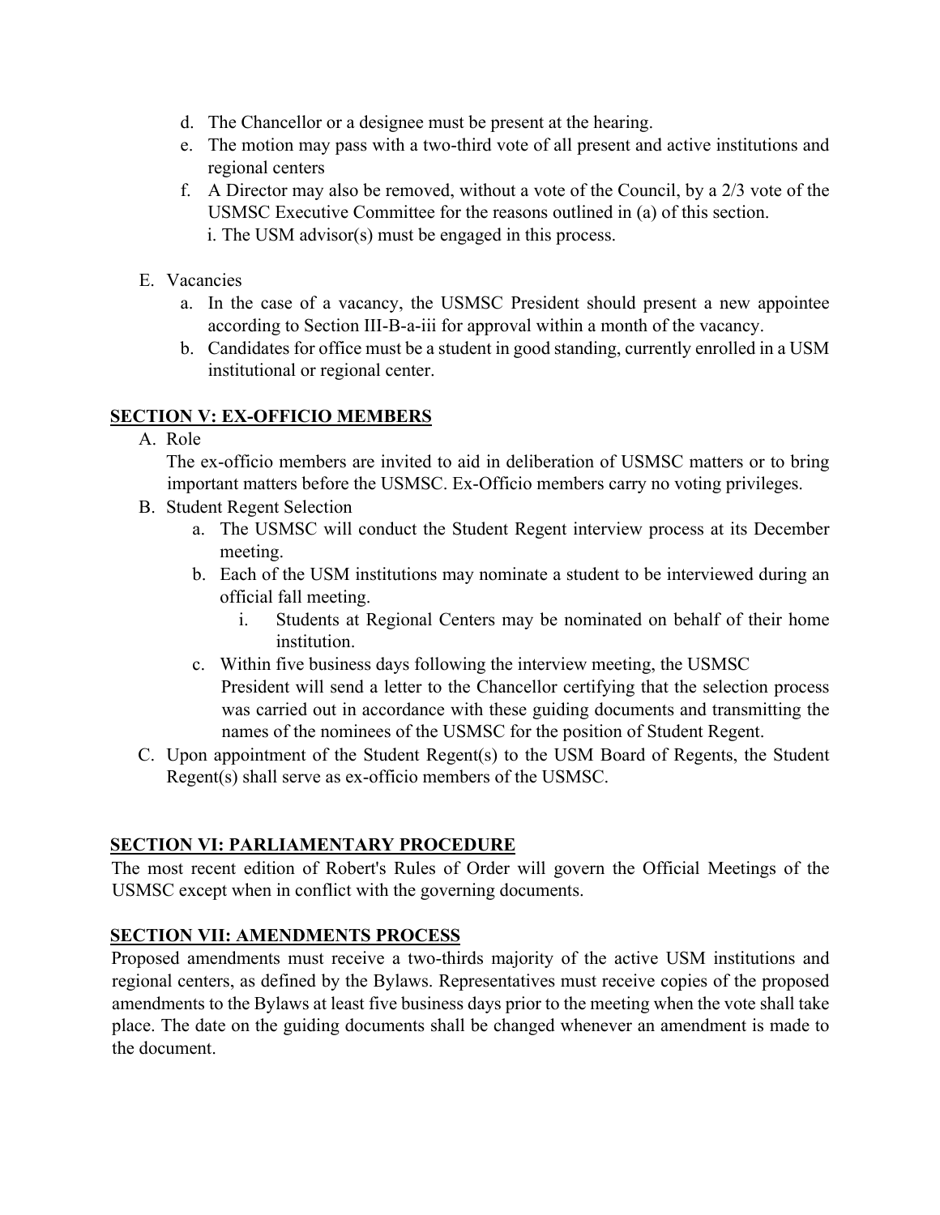d. The Chancellor or a designee must be present at the hearing.
e. The motion may pass with a two-third vote of all present and active institutions and regional centers
f. A Director may also be removed, without a vote of the Council, by a 2/3 vote of the USMSC Executive Committee for the reasons outlined in (a) of this section.
   i. The USM advisor(s) must be engaged in this process.

E. Vacancies
   a. In the case of a vacancy, the USMSC President should present a new appointee according to Section III-B-a-iii for approval within a month of the vacancy.
   b. Candidates for office must be a student in good standing, currently enrolled in a USM institutional or regional center.

## SECTION V: EX-OFFICIO MEMBERS

A. Role

   The ex-officio members are invited to aid in deliberation of USMSC matters or to bring important matters before the USMSC. Ex-Officio members carry no voting privileges.

B. Student Regent Selection
   a. The USMSC will conduct the Student Regent interview process at its December meeting.
   b. Each of the USM institutions may nominate a student to be interviewed during an official fall meeting.
      i. Students at Regional Centers may be nominated on behalf of their home institution.
   c. Within five business days following the interview meeting, the USMSC President will send a letter to the Chancellor certifying that the selection process was carried out in accordance with these guiding documents and transmitting the names of the nominees of the USMSC for the position of Student Regent.

C. Upon appointment of the Student Regent(s) to the USM Board of Regents, the Student Regent(s) shall serve as ex-officio members of the USMSC.

## SECTION VI: PARLIAMENTARY PROCEDURE

The most recent edition of Robert's Rules of Order will govern the Official Meetings of the USMSC except when in conflict with the governing documents.

## SECTION VII: AMENDMENTS PROCESS

Proposed amendments must receive a two-thirds majority of the active USM institutions and regional centers, as defined by the Bylaws. Representatives must receive copies of the proposed amendments to the Bylaws at least five business days prior to the meeting when the vote shall take place. The date on the guiding documents shall be changed whenever an amendment is made to the document.